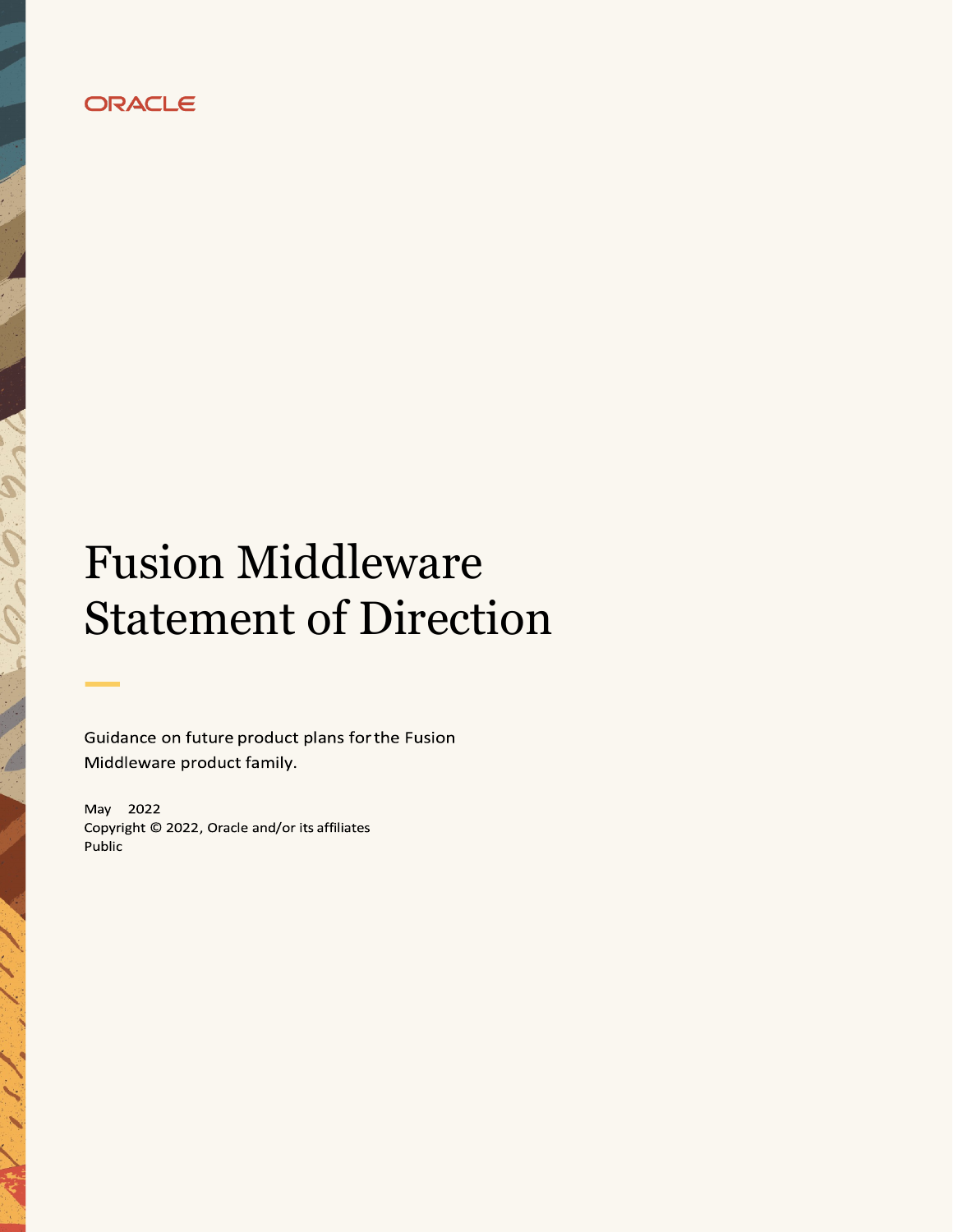ORACLE

# Fusion Middleware Statement of Direction

Guidance on future product plans for the Fusion Middleware product family.

May 2022
Copyright © 2022, Oracle and/or its affiliates
Public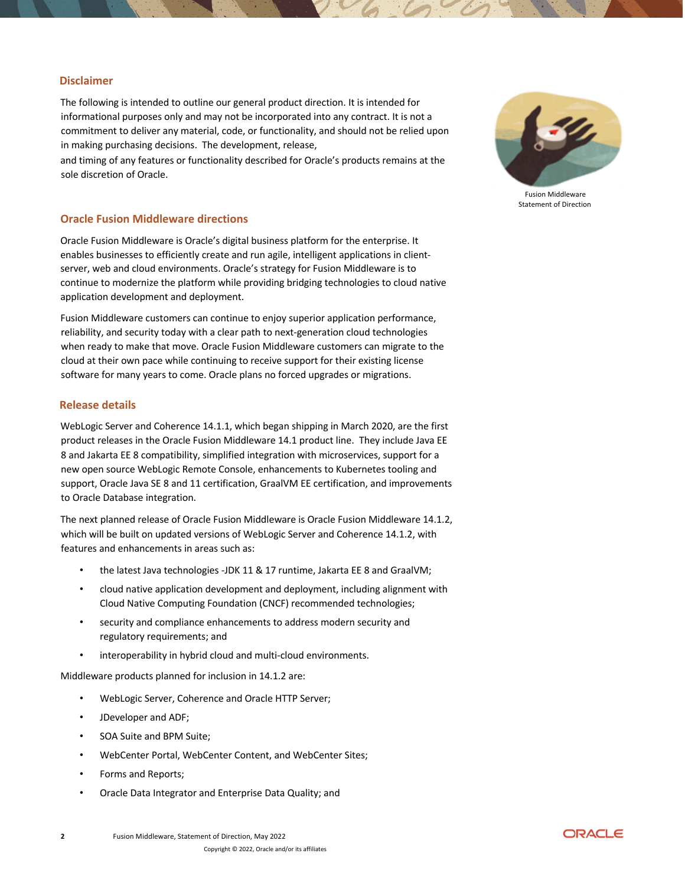## Disclaimer

The following is intended to outline our general product direction. It is intended for informational purposes only and may not be incorporated into any contract. It is not a commitment to deliver any material, code, or functionality, and should not be relied upon in making purchasing decisions. The development, release, and timing of any features or functionality described for Oracle's products remains at the sole discretion of Oracle.

Fusion Middleware Statement of Direction

## Oracle Fusion Middleware directions

Oracle Fusion Middleware is Oracle's digital business platform for the enterprise. It enables businesses to efficiently create and run agile, intelligent applications in client-server, web and cloud environments. Oracle's strategy for Fusion Middleware is to continue to modernize the platform while providing bridging technologies to cloud native application development and deployment.

Fusion Middleware customers can continue to enjoy superior application performance, reliability, and security today with a clear path to next-generation cloud technologies when ready to make that move. Oracle Fusion Middleware customers can migrate to the cloud at their own pace while continuing to receive support for their existing license software for many years to come. Oracle plans no forced upgrades or migrations.

## Release details

WebLogic Server and Coherence 14.1.1, which began shipping in March 2020, are the first product releases in the Oracle Fusion Middleware 14.1 product line. They include Java EE 8 and Jakarta EE 8 compatibility, simplified integration with microservices, support for a new open source WebLogic Remote Console, enhancements to Kubernetes tooling and support, Oracle Java SE 8 and 11 certification, GraalVM EE certification, and improvements to Oracle Database integration.

The next planned release of Oracle Fusion Middleware is Oracle Fusion Middleware 14.1.2, which will be built on updated versions of WebLogic Server and Coherence 14.1.2, with features and enhancements in areas such as:

- the latest Java technologies -JDK 11 & 17 runtime, Jakarta EE 8 and GraalVM;
- cloud native application development and deployment, including alignment with Cloud Native Computing Foundation (CNCF) recommended technologies;
- security and compliance enhancements to address modern security and regulatory requirements; and
- interoperability in hybrid cloud and multi-cloud environments.

Middleware products planned for inclusion in 14.1.2 are:

- WebLogic Server, Coherence and Oracle HTTP Server;
- JDeveloper and ADF;
- SOA Suite and BPM Suite;
- WebCenter Portal, WebCenter Content, and WebCenter Sites;
- Forms and Reports;
- Oracle Data Integrator and Enterprise Data Quality; and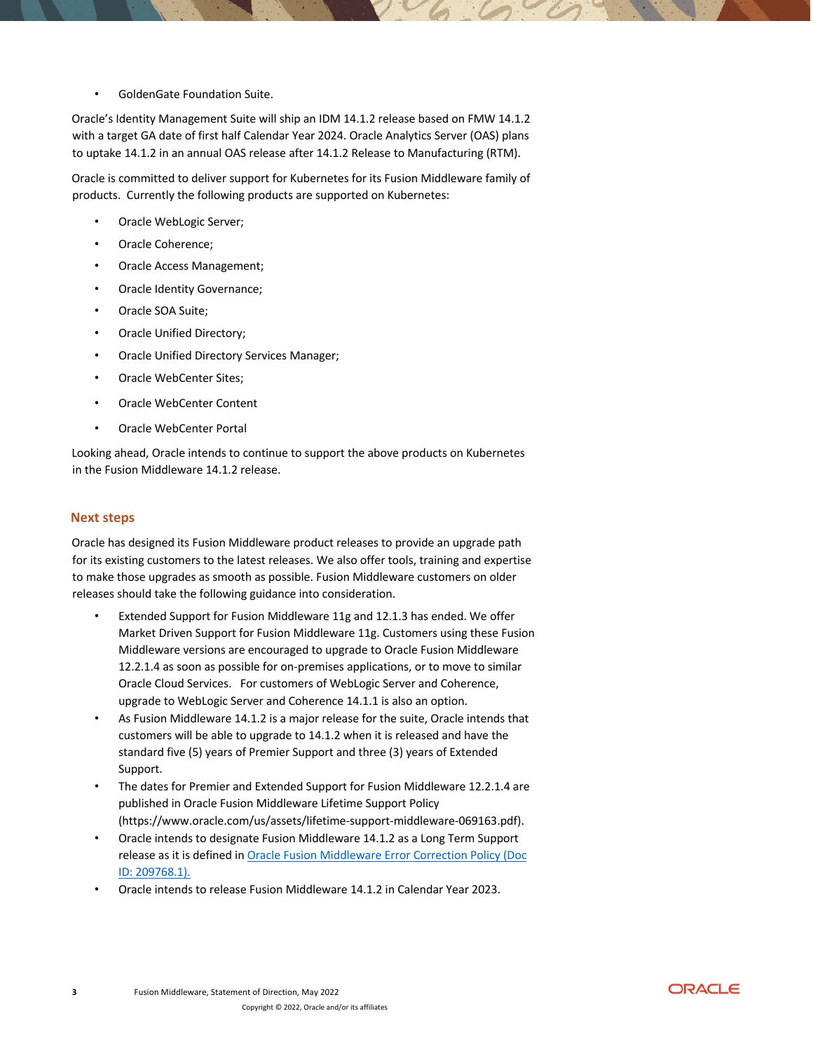- GoldenGate Foundation Suite.

Oracle's Identity Management Suite will ship an IDM 14.1.2 release based on FMW 14.1.2 with a target GA date of first half Calendar Year 2024. Oracle Analytics Server (OAS) plans to uptake 14.1.2 in an annual OAS release after 14.1.2 Release to Manufacturing (RTM).

Oracle is committed to deliver support for Kubernetes for its Fusion Middleware family of products. Currently the following products are supported on Kubernetes:

- Oracle WebLogic Server;
- Oracle Coherence;
- Oracle Access Management;
- Oracle Identity Governance;
- Oracle SOA Suite;
- Oracle Unified Directory;
- Oracle Unified Directory Services Manager;
- Oracle WebCenter Sites;
- Oracle WebCenter Content
- Oracle WebCenter Portal

Looking ahead, Oracle intends to continue to support the above products on Kubernetes in the Fusion Middleware 14.1.2 release.

## Next steps

Oracle has designed its Fusion Middleware product releases to provide an upgrade path for its existing customers to the latest releases. We also offer tools, training and expertise to make those upgrades as smooth as possible. Fusion Middleware customers on older releases should take the following guidance into consideration.

- Extended Support for Fusion Middleware 11g and 12.1.3 has ended. We offer Market Driven Support for Fusion Middleware 11g. Customers using these Fusion Middleware versions are encouraged to upgrade to Oracle Fusion Middleware 12.2.1.4 as soon as possible for on-premises applications, or to move to similar Oracle Cloud Services. For customers of WebLogic Server and Coherence, upgrade to WebLogic Server and Coherence 14.1.1 is also an option.
- As Fusion Middleware 14.1.2 is a major release for the suite, Oracle intends that customers will be able to upgrade to 14.1.2 when it is released and have the standard five (5) years of Premier Support and three (3) years of Extended Support.
- The dates for Premier and Extended Support for Fusion Middleware 12.2.1.4 are published in Oracle Fusion Middleware Lifetime Support Policy (https://www.oracle.com/us/assets/lifetime-support-middleware-069163.pdf).
- Oracle intends to designate Fusion Middleware 14.1.2 as a Long Term Support release as it is defined in Oracle Fusion Middleware Error Correction Policy (Doc ID: 209768.1).
- Oracle intends to release Fusion Middleware 14.1.2 in Calendar Year 2023.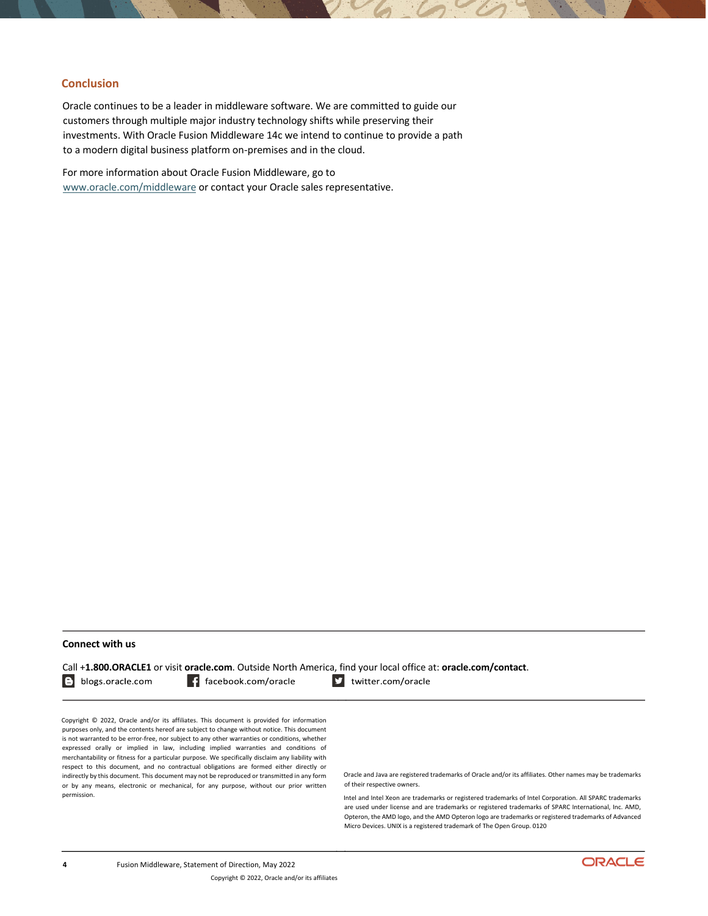## Conclusion

Oracle continues to be a leader in middleware software. We are committed to guide our customers through multiple major industry technology shifts while preserving their investments. With Oracle Fusion Middleware 14c we intend to continue to provide a path to a modern digital business platform on-premises and in the cloud.

For more information about Oracle Fusion Middleware, go to www.oracle.com/middleware or contact your Oracle sales representative.

**Connect with us**

Call +**1.800.ORACLE1** or visit **oracle.com**. Outside North America, find your local office at: **oracle.com/contact**.

blogs.oracle.com    facebook.com/oracle    twitter.com/oracle

Copyright © 2022, Oracle and/or its affiliates. This document is provided for information purposes only, and the contents hereof are subject to change without notice. This document is not warranted to be error-free, nor subject to any other warranties or conditions, whether expressed orally or implied in law, including implied warranties and conditions of merchantability or fitness for a particular purpose. We specifically disclaim any liability with respect to this document, and no contractual obligations are formed either directly or indirectly by this document. This document may not be reproduced or transmitted in any form or by any means, electronic or mechanical, for any purpose, without our prior written permission.

Oracle and Java are registered trademarks of Oracle and/or its affiliates. Other names may be trademarks of their respective owners.

Intel and Intel Xeon are trademarks or registered trademarks of Intel Corporation. All SPARC trademarks are used under license and are trademarks or registered trademarks of SPARC International, Inc. AMD, Opteron, the AMD logo, and the AMD Opteron logo are trademarks or registered trademarks of Advanced Micro Devices. UNIX is a registered trademark of The Open Group. 0120